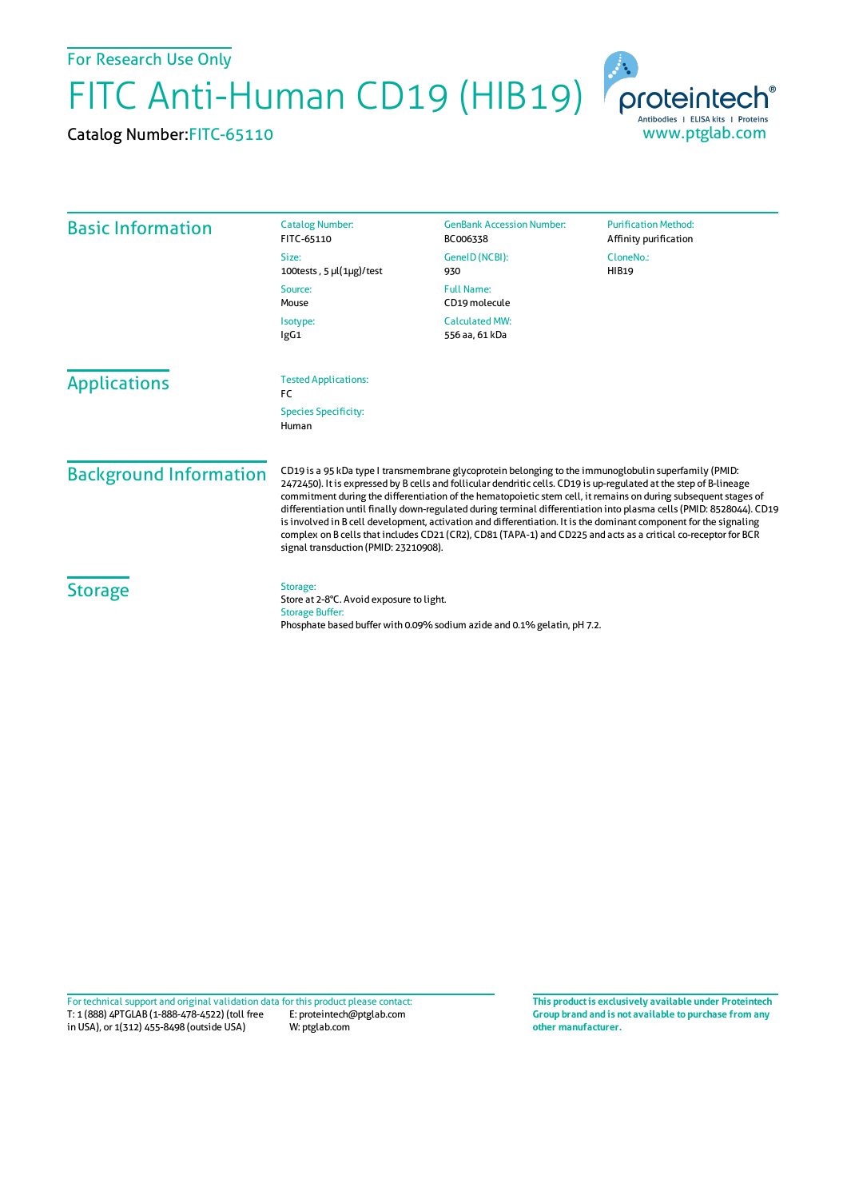For Research Use Only

# FITC Anti-Human CD19 (HIB19)

Catalog Number: FITC-65110

proteintech®
Antibodies | ELISA kits | Proteins
www.ptglab.com

## Basic Information

**Catalog Number:**
FITC-65110

**Size:**
100tests , 5 μl(1μg)/test

**Source:**
Mouse

**Isotype:**
IgG1

**GenBank Accession Number:**
BC006338

**GeneID (NCBI):**
930

**Full Name:**
CD19 molecule

**Calculated MW:**
556 aa, 61 kDa

**Purification Method:**
Affinity purification

**CloneNo.:**
HIB19

## Applications

**Tested Applications:**
FC

**Species Specificity:**
Human

## Background Information

CD19 is a 95 kDa type I transmembrane glycoprotein belonging to the immunoglobulin superfamily (PMID: 2472450). It is expressed by B cells and follicular dendritic cells. CD19 is up-regulated at the step of B-lineage commitment during the differentiation of the hematopoietic stem cell, it remains on during subsequent stages of differentiation until finally down-regulated during terminal differentiation into plasma cells (PMID: 8528044). CD19 is involved in B cell development, activation and differentiation. It is the dominant component for the signaling complex on B cells that includes CD21 (CR2), CD81 (TAPA-1) and CD225 and acts as a critical co-receptor for BCR signal transduction (PMID: 23210908).

## Storage

**Storage:**
Store at 2-8°C. Avoid exposure to light.

**Storage Buffer:**
Phosphate based buffer with 0.09% sodium azide and 0.1% gelatin, pH 7.2.

For technical support and original validation data for this product please contact:
T: 1 (888) 4PTGLAB (1-888-478-4522) (toll free in USA), or 1(312) 455-8498 (outside USA)
E: proteintech@ptglab.com
W: ptglab.com

**This product is exclusively available under Proteintech Group brand and is not available to purchase from any other manufacturer.**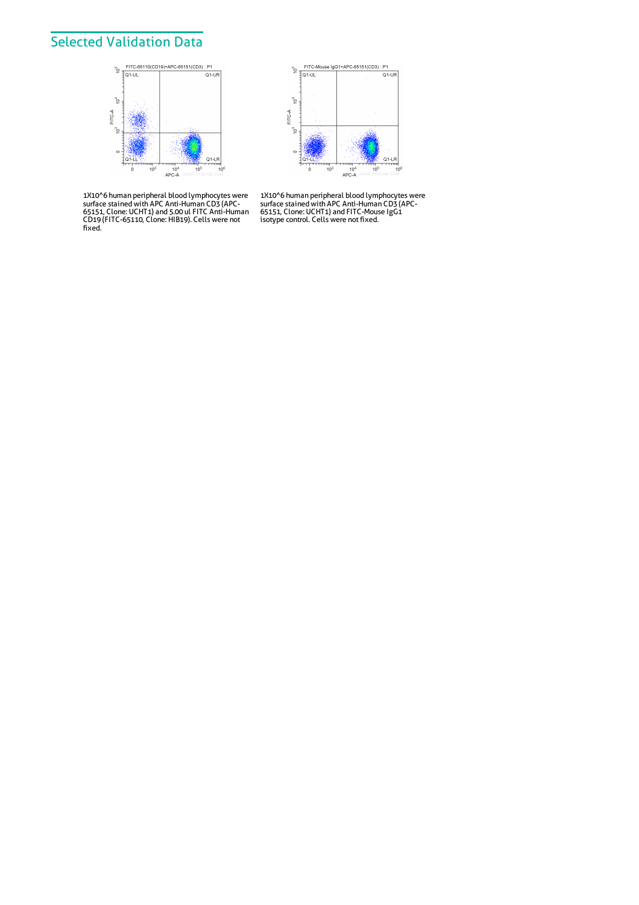## Selected Validation Data

FITC-65110(CD19)+APC-65151(CD3) : P1

Q1-UL

Q1-UR

Q1-LL

Q1-LR

FITC-A

APC-A

1X10^6 human peripheral blood lymphocytes were surface stained with APC Anti-Human CD3 (APC-65151, Clone: UCHT1) and 5.00 ul FITC Anti-Human CD19 (FITC-65110, Clone: HIB19). Cells were not fixed.

FITC-Mouse IgG1+APC-65151(CD3) : P1

Q1-UL

Q1-UR

Q1-LL

Q1-LR

FITC-A

APC-A

1X10^6 human peripheral blood lymphocytes were surface stained with APC Anti-Human CD3 (APC-65151, Clone: UCHT1) and FITC-Mouse IgG1 isotype control. Cells were not fixed.